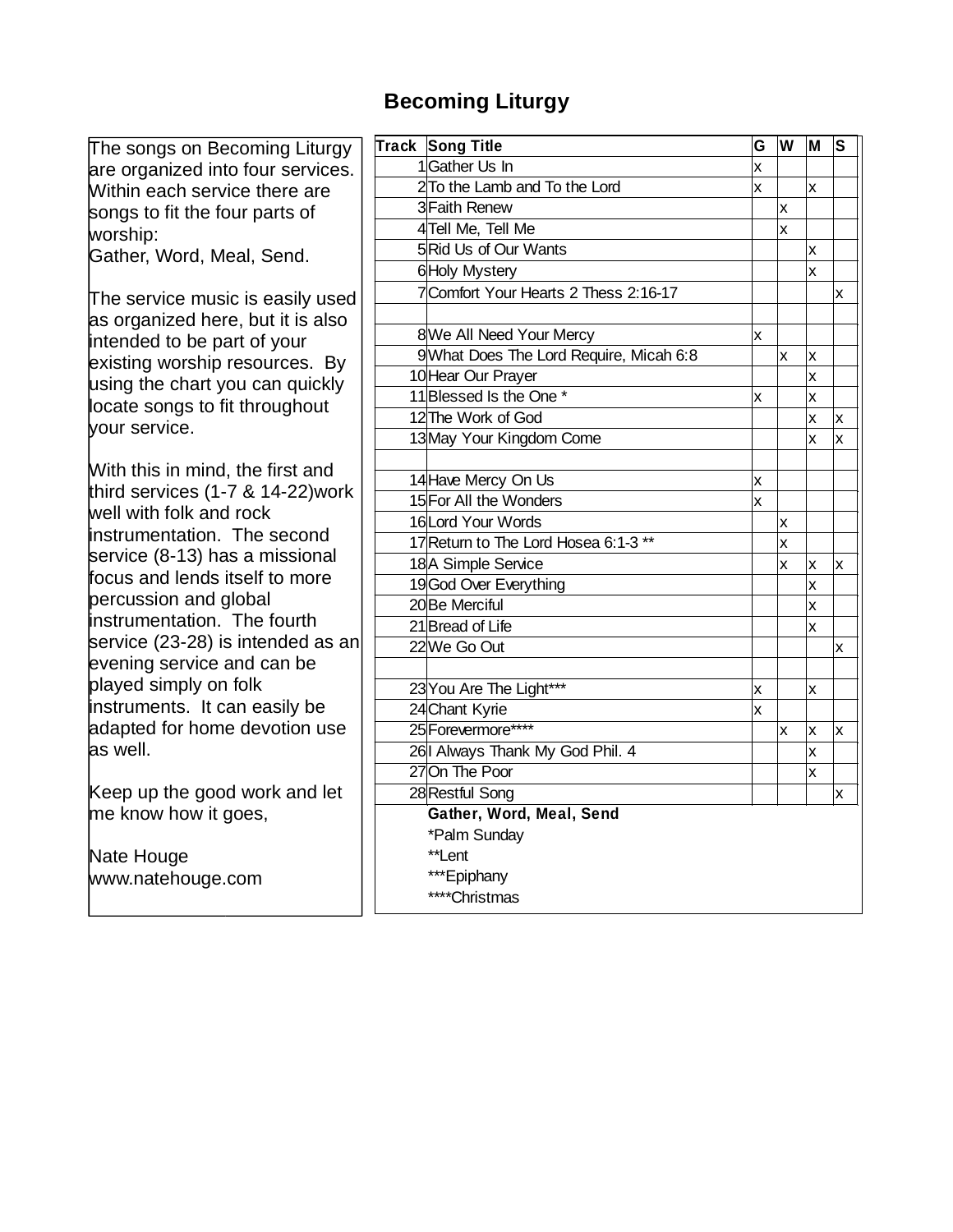# Becoming Liturgy

The songs on Becoming Liturgy are organized into four services. Within each service there are songs to fit the four parts of worship:
Gather, Word, Meal, Send.

The service music is easily used as organized here, but it is also intended to be part of your existing worship resources. By using the chart you can quickly locate songs to fit throughout your service.

With this in mind, the first and third services (1-7 & 14-22)work well with folk and rock instrumentation. The second service (8-13) has a missional focus and lends itself to more percussion and global instrumentation. The fourth service (23-28) is intended as an evening service and can be played simply on folk instruments. It can easily be adapted for home devotion use as well.

Keep up the good work and let me know how it goes,

Nate Houge
www.natehouge.com

| Track | Song Title | G | W | M | S |
|---|---|---|---|---|---|
| 1 | Gather Us In | x | | | |
| 2 | To the Lamb and To the Lord | x | | x | |
| 3 | Faith Renew | | x | | |
| 4 | Tell Me, Tell Me | | x | | |
| 5 | Rid Us of Our Wants | | | x | |
| 6 | Holy Mystery | | | x | |
| 7 | Comfort Your Hearts 2 Thess 2:16-17 | | | | x |
| | | | | | |
| 8 | We All Need Your Mercy | x | | | |
| 9 | What Does The Lord Require, Micah 6:8 | | x | x | |
| 10 | Hear Our Prayer | | | x | |
| 11 | Blessed Is the One * | x | | x | |
| 12 | The Work of God | | | x | x |
| 13 | May Your Kingdom Come | | | x | x |
| | | | | | |
| 14 | Have Mercy On Us | x | | | |
| 15 | For All the Wonders | x | | | |
| 16 | Lord Your Words | | x | | |
| 17 | Return to The Lord Hosea 6:1-3 ** | | x | | |
| 18 | A Simple Service | | x | x | x |
| 19 | God Over Everything | | | x | |
| 20 | Be Merciful | | | x | |
| 21 | Bread of Life | | | x | |
| 22 | We Go Out | | | | x |
| | | | | | |
| 23 | You Are The Light*** | x | | x | |
| 24 | Chant Kyrie | x | | | |
| 25 | Forevermore**** | | x | x | x |
| 26 | I Always Thank My God Phil. 4 | | | x | |
| 27 | On The Poor | | | x | |
| 28 | Restful Song | | | | x |

**Gather, Word, Meal, Send**
*Palm Sunday
**Lent
***Epiphany
****Christmas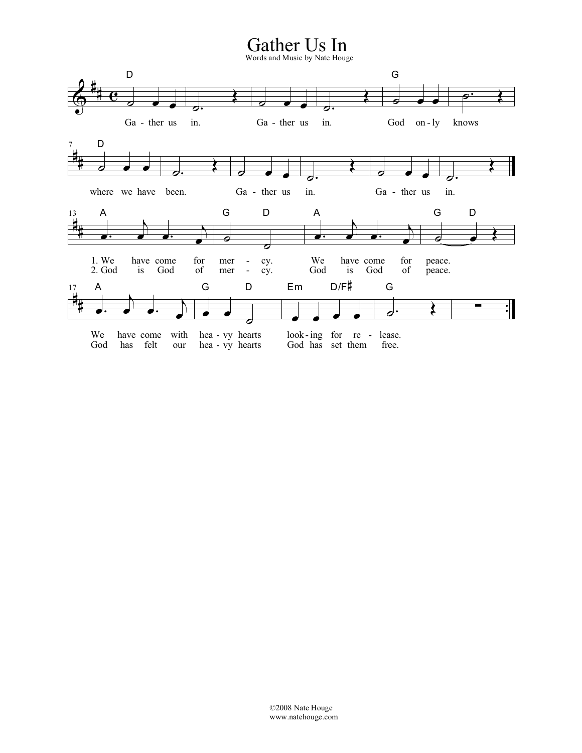# Gather Us In

Words and Music by Nate Houge

Ga - ther us in. Ga - ther us in. God on - ly knows where we have been. Ga - ther us in. Ga - ther us in.

1. We have come for mer - cy. We have come for peace. We have come with hea - vy hearts look - ing for re - lease.

2. God is God of mer - cy. God is God of peace. God has felt our hea - vy hearts God has set them free.

©2008 Nate Houge
www.natehouge.com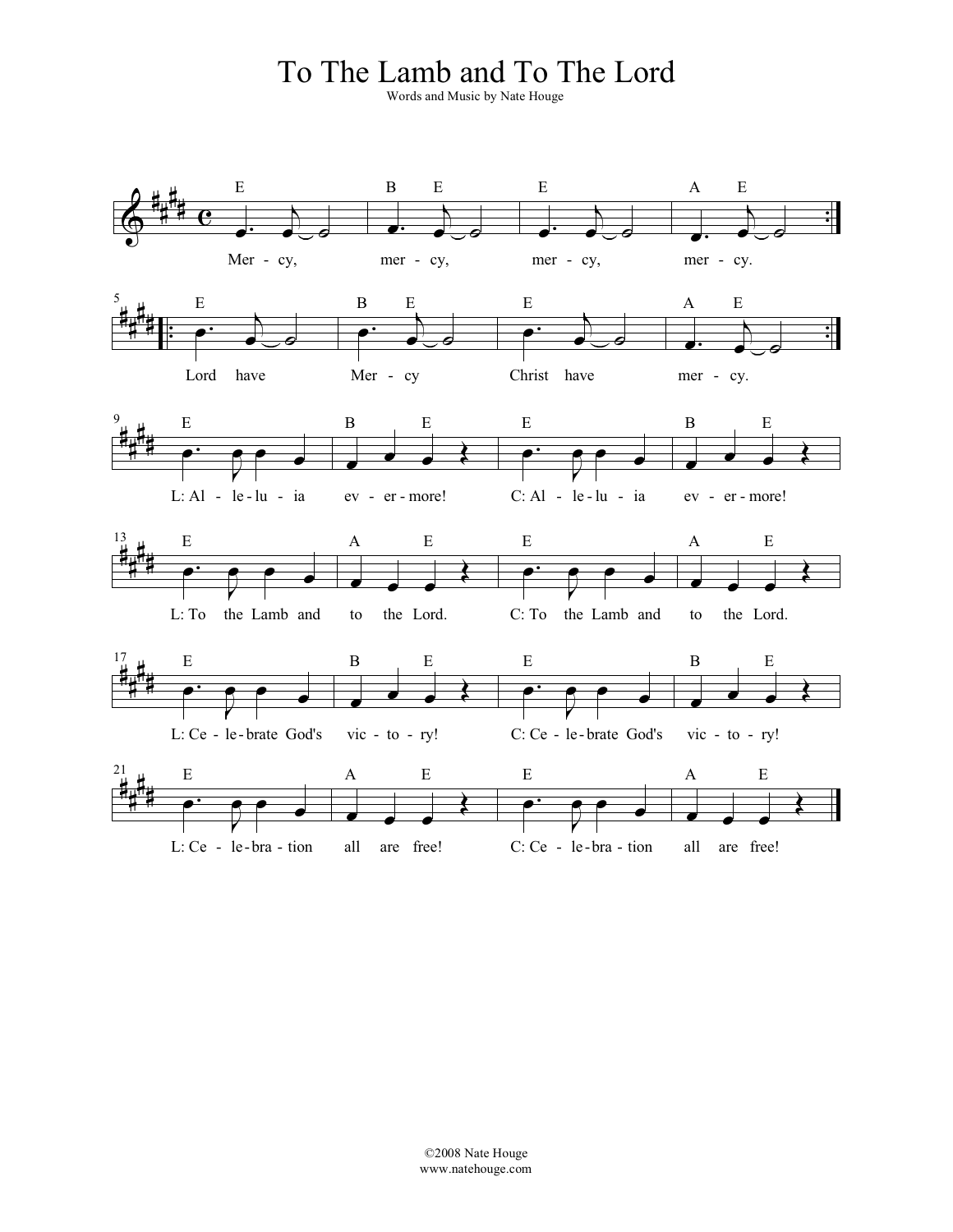# To The Lamb and To The Lord

Words and Music by Nate Houge

| | | | |
|---|---|---|---|
| E | B E | E | A E |
| Mer - cy, | mer - cy, | mer - cy, | mer - cy. |

| | | | |
|---|---|---|---|
| E | B E | E | A E |
| Lord have | Mer - cy | Christ have | mer - cy. |

| | | | |
|---|---|---|---|
| E | B E | E | B E |
| L: Al - le - lu - ia | ev - er - more! | C: Al - le - lu - ia | ev - er - more! |

| | | | |
|---|---|---|---|
| E | A E | E | A E |
| L: To the Lamb and | to the Lord. | C: To the Lamb and | to the Lord. |

| | | | |
|---|---|---|---|
| E | B E | E | B E |
| L: Ce - le - brate God's | vic - to - ry! | C: Ce - le - brate God's | vic - to - ry! |

| | | | |
|---|---|---|---|
| E | A E | E | A E |
| L: Ce - le - bra - tion | all are free! | C: Ce - le - bra - tion | all are free! |

©2008 Nate Houge
www.natehouge.com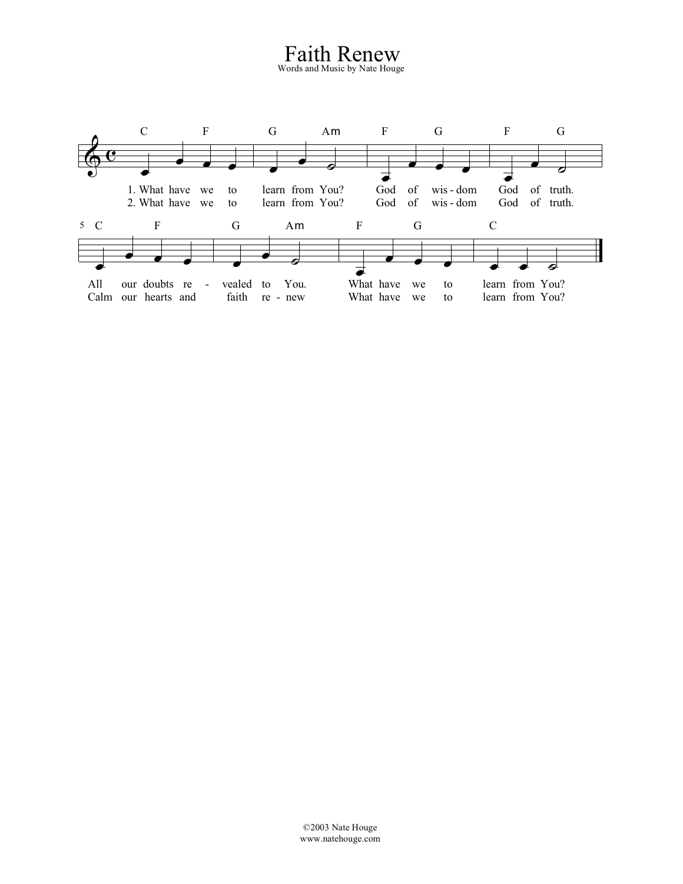# Faith Renew

Words and Music by Nate Houge

C F G Am F G F G

1. What have we to learn from You? God of wis - dom God of truth.
2. What have we to learn from You? God of wis - dom God of truth.

C F G Am F G C

All our doubts re - vealed to You. What have we to learn from You?
Calm our hearts and faith re - new What have we to learn from You?

©2003 Nate Houge
www.natehouge.com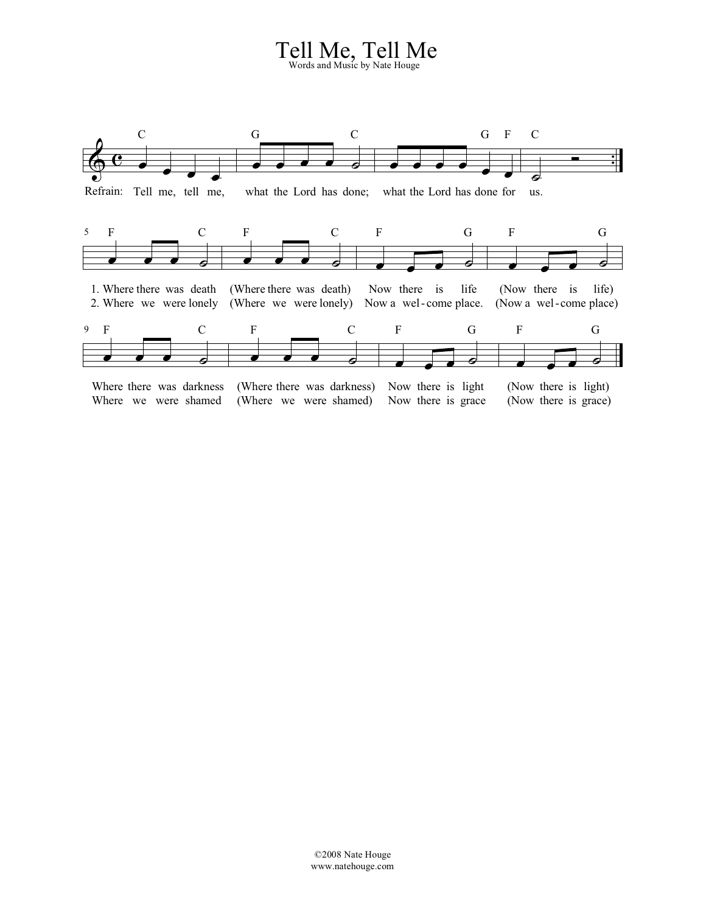# Tell Me, Tell Me

Words and Music by Nate Houge

Refrain: Tell me, tell me, what the Lord has done; what the Lord has done for us.

1. Where there was death (Where there was death) Now there is life (Now there is life)
2. Where we were lonely (Where we were lonely) Now a wel-come place. (Now a wel-come place)

Where there was darkness (Where there was darkness) Now there is light (Now there is light)
Where we were shamed (Where we were shamed) Now there is grace (Now there is grace)

©2008 Nate Houge
www.natehouge.com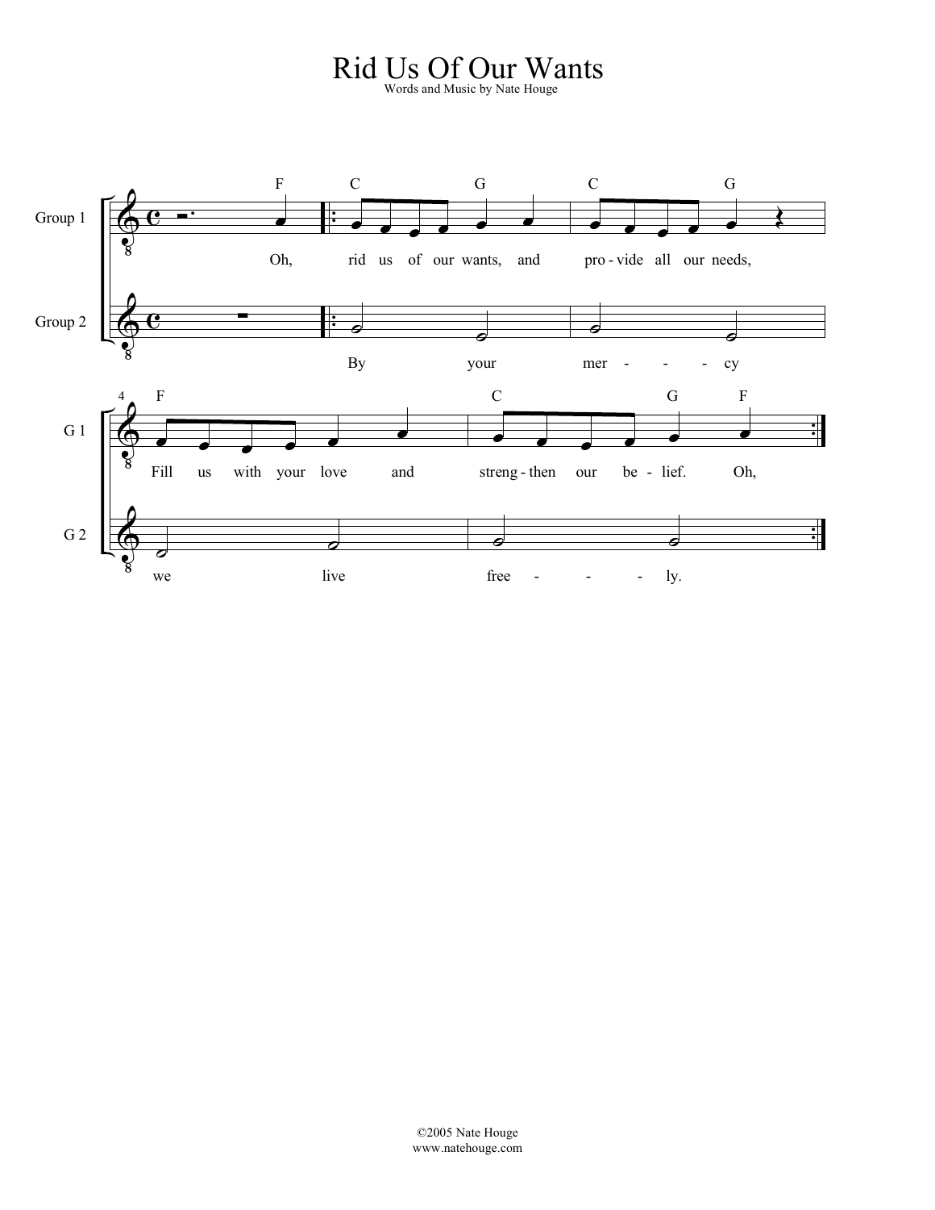# Rid Us Of Our Wants

Words and Music by Nate Houge

Group 1: Oh, rid us of our wants, and pro-vide all our needs, Fill us with your love and streng-then our be-lief. Oh,

Group 2: By your mer - - - cy we live free - - - ly.

©2005 Nate Houge
www.natehouge.com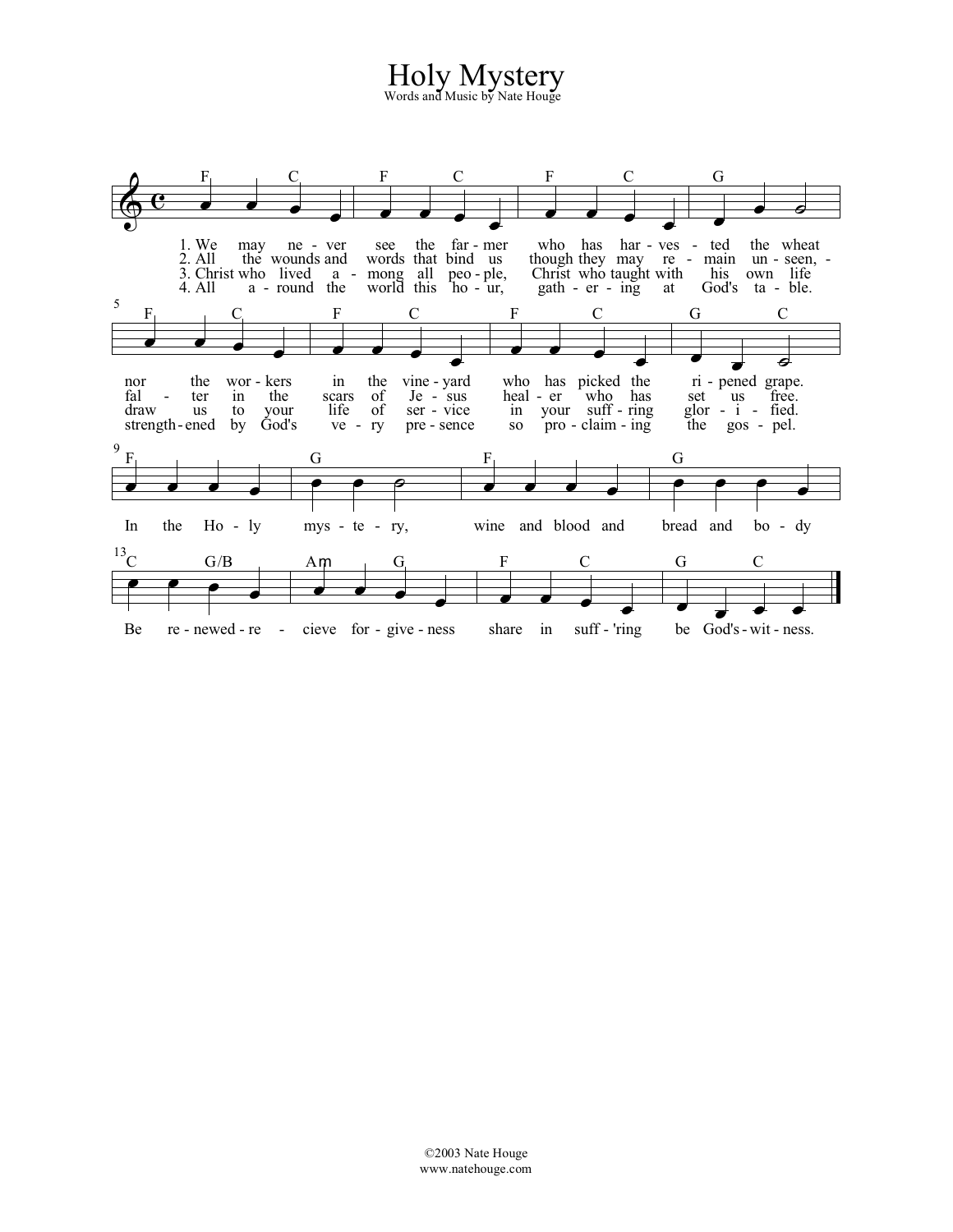# Holy Mystery

Words and Music by Nate Houge

1. We may ne - ver see the far - mer who has har - ves - ted the wheat nor the wor - kers in the vine - yard who has picked the ri - pened grape.
2. All the wounds and words that bind us though they may re - main un - seen, - fal - ter in the scars of Je - sus heal - er who has set us free.
3. Christ who lived a - mong all peo - ple, Christ who taught with his own life draw us to your life of ser - vice in your suff - ring glor - i - fied.
4. All a - round the world this ho - ur, gath - er - ing at God's ta - ble. strength - ened by God's ve - ry pre - sence so pro - claim - ing the gos - pel.

In the Ho - ly mys - te - ry, wine and blood and bread and bo - dy
Be re - newed - re - cieve for - give - ness share in suff - 'ring be God's - wit - ness.

©2003 Nate Houge
www.natehouge.com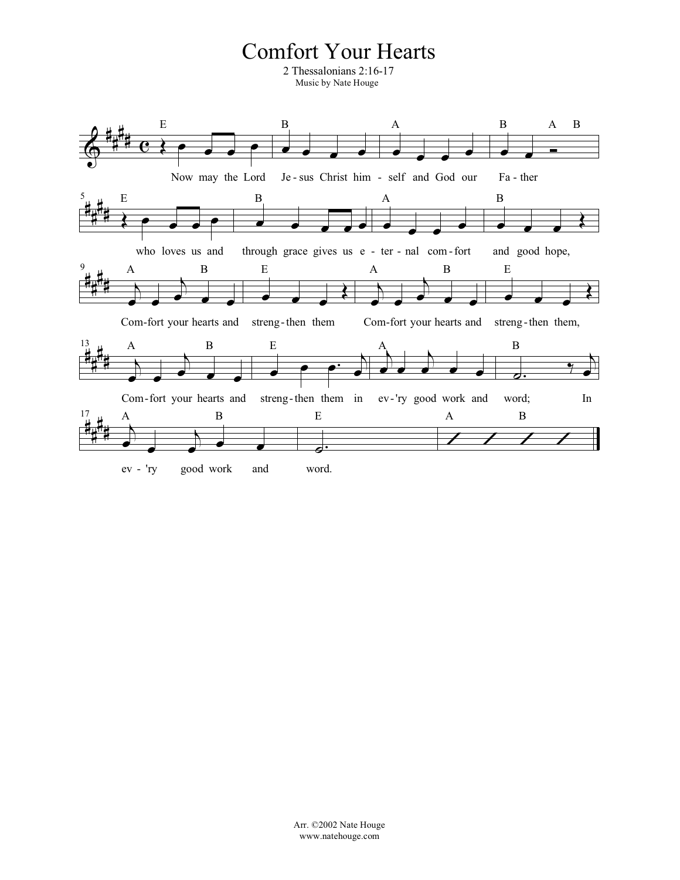# Comfort Your Hearts

2 Thessalonians 2:16-17

Music by Nate Houge

E B A B A B

Now may the Lord Je-sus Christ him-self and God our Fa-ther

E B A B

who loves us and through grace gives us e-ter-nal com-fort and good hope,

A B E A B E

Com-fort your hearts and streng-then them Com-fort your hearts and streng-then them,

A B E A B

Com-fort your hearts and streng-then them in ev-'ry good work and word; In

A B E A B

ev-'ry good work and word.

Arr. ©2002 Nate Houge
www.natehouge.com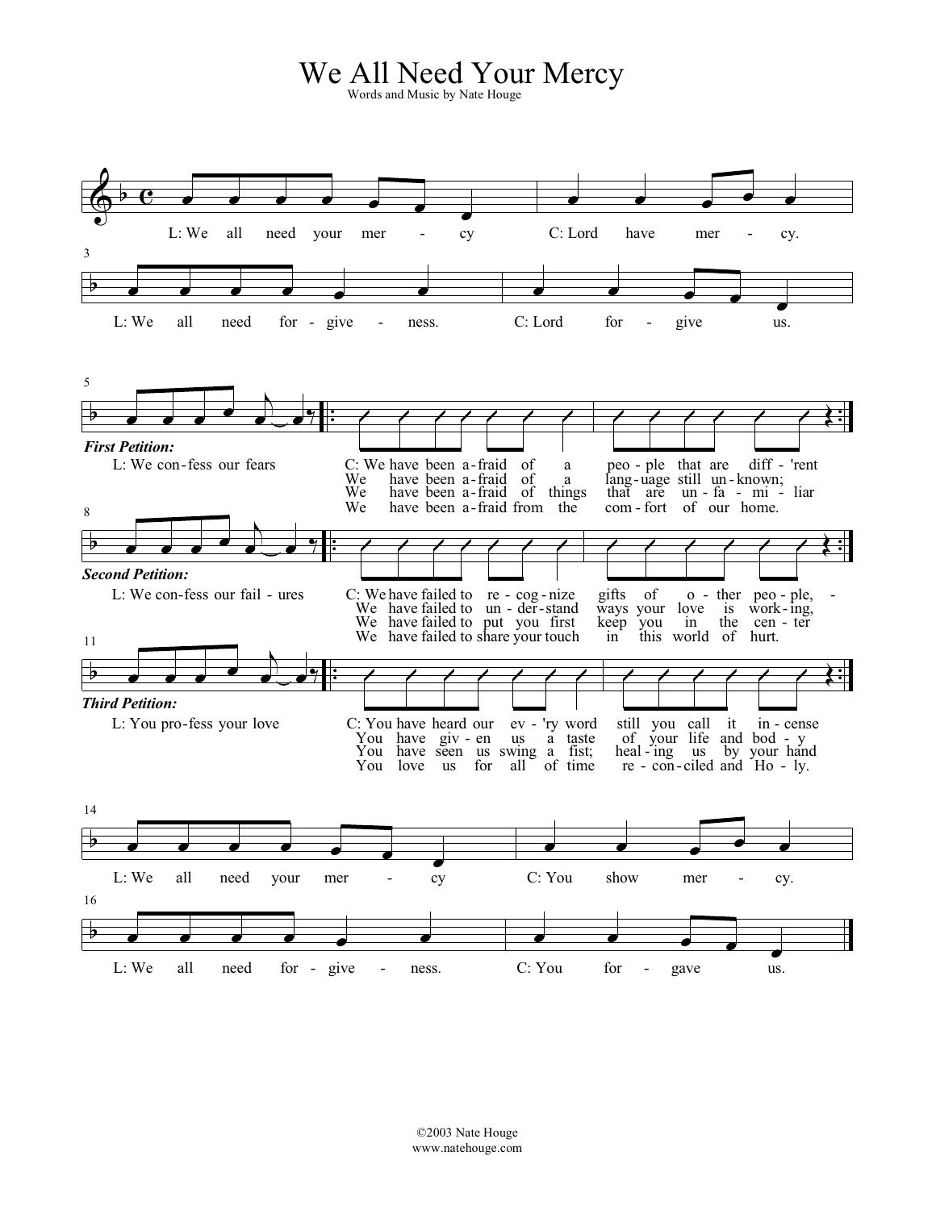# We All Need Your Mercy

Words and Music by Nate Houge

L: We all need your mer - cy C: Lord have mer - cy.

L: We all need for - give - ness. C: Lord for - give us.

***First Petition:***

L: We con-fess our fears

C: We have been a-fraid of a peo - ple that are diff - 'rent
We have been a-fraid of a lang - uage still un - known;
We have been a-fraid of things that are un - fa - mi - liar
We have been a-fraid from the com - fort of our home.

***Second Petition:***

L: We con-fess our fail - ures

C: We have failed to re - cog - nize gifts of o - ther peo - ple,
We have failed to un - der - stand ways your love is work - ing,
We have failed to put you first keep you in the cen - ter
We have failed to share your touch in this world of hurt.

***Third Petition:***

L: You pro-fess your love

C: You have heard our ev - 'ry word still you call it in - cense
You have giv - en us a taste of your life and bod - y
You have seen us swing a fist; heal - ing us by your hand
You love us for all of time re - con - ciled and Ho - ly.

L: We all need your mer - cy C: You show mer - cy.

L: We all need for - give - ness. C: You for - gave us.

©2003 Nate Houge
www.natehouge.com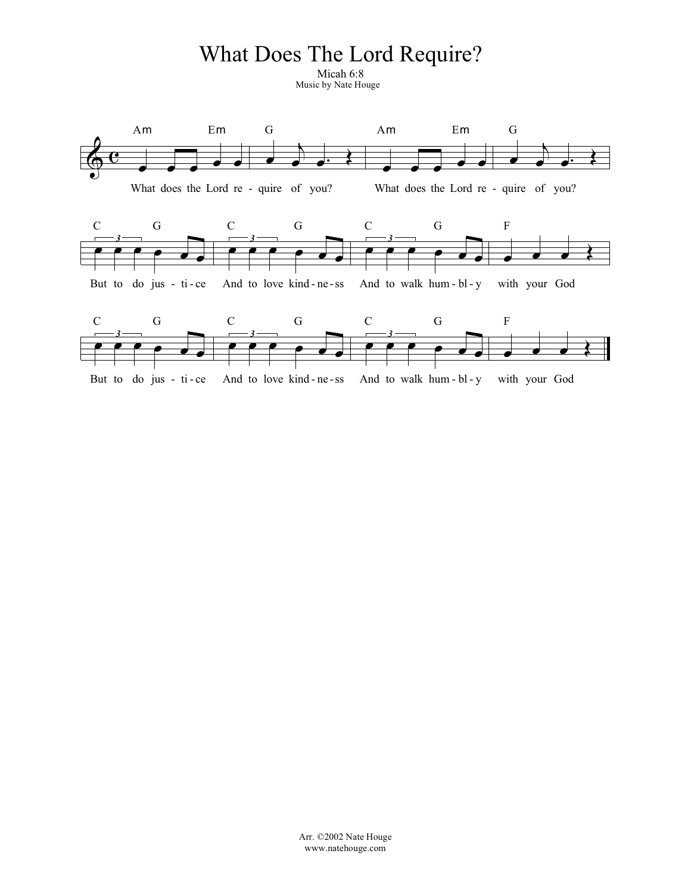# What Does The Lord Require?

Micah 6:8

Music by Nate Houge

Am Em G Am Em G

What does the Lord re - quire of you? What does the Lord re - quire of you?

C G C G C G F

But to do jus - ti - ce And to love kind - ne - ss And to walk hum - bl - y with your God

C G C G C G F

But to do jus - ti - ce And to love kind - ne - ss And to walk hum - bl - y with your God

Arr. ©2002 Nate Houge
www.natehouge.com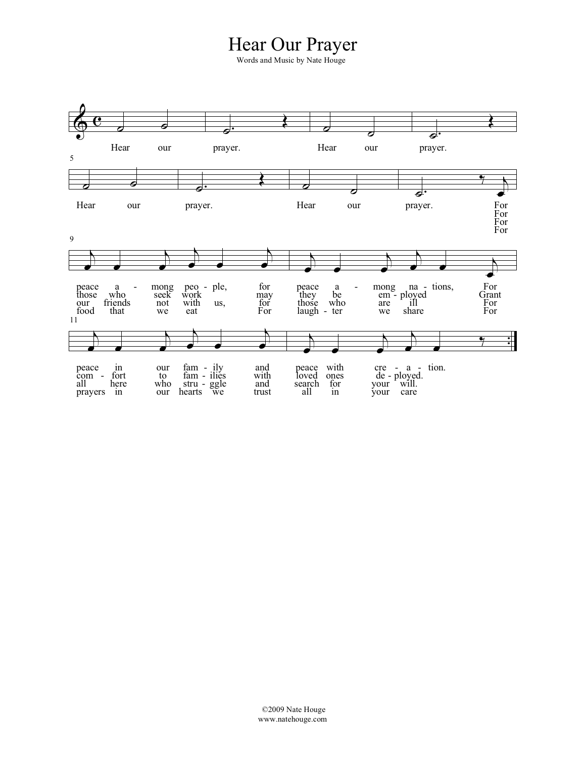# Hear Our Prayer

Words and Music by Nate Houge

Hear our prayer. Hear our prayer.
Hear our prayer. Hear our prayer.

1. For peace among people, for peace among nations, For peace in our family and peace with creation.
2. For those who seek work may they be employed Grant comfort to families with loved ones deployed.
3. For our friends not with us, for those who are ill For all here who struggle and search for your will.
4. For food that we eat For laughter we share For prayers in our hearts we trust all in your care

©2009 Nate Houge
www.natehouge.com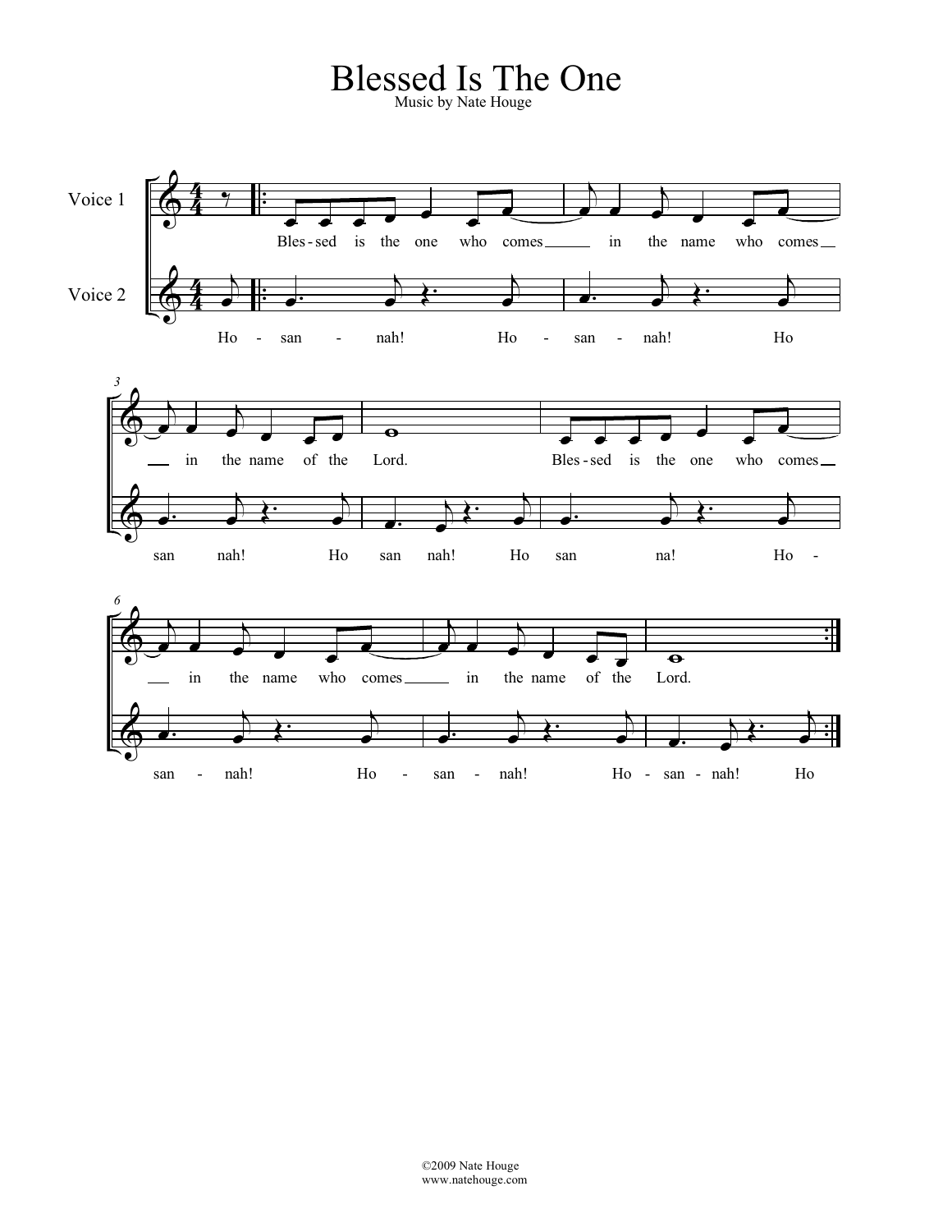# Blessed Is The One

Music by Nate Houge

©2009 Nate Houge
www.natehouge.com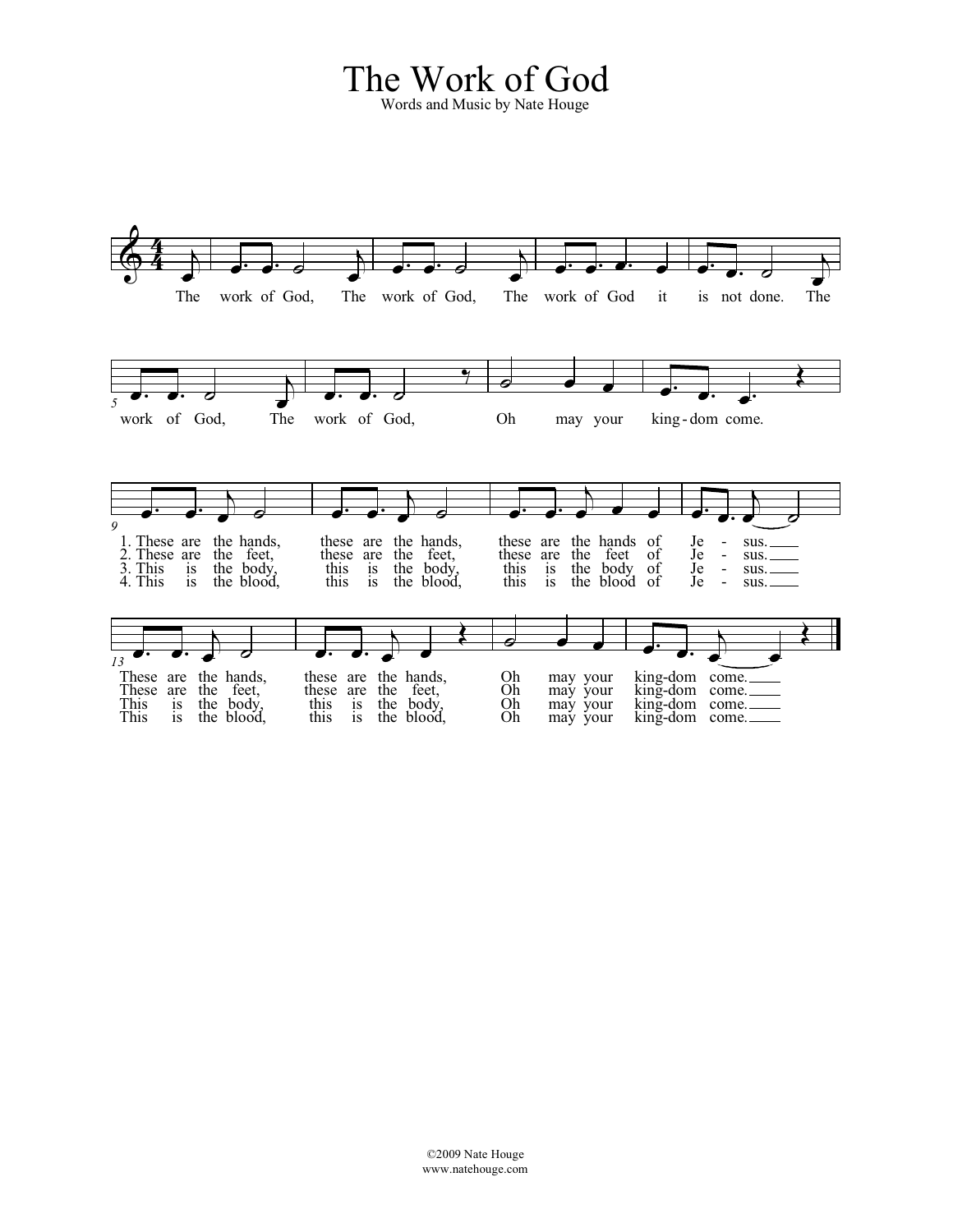# The Work of God

Words and Music by Nate Houge

The work of God, The work of God, The work of God it is not done. The work of God, The work of God, Oh may your king-dom come.

1. These are the hands, these are the hands, these are the hands of Je - sus. These are the hands, these are the hands, Oh may your king-dom come.
2. These are the feet, these are the feet, these are the feet of Je - sus. These are the feet, these are the feet, Oh may your king-dom come.
3. This is the body, this is the body, this is the body of Je - sus. This is the body, this is the body, Oh may your king-dom come.
4. This is the blood, this is the blood, this is the blood of Je - sus. This is the blood, this is the blood, Oh may your king-dom come.

©2009 Nate Houge
www.natehouge.com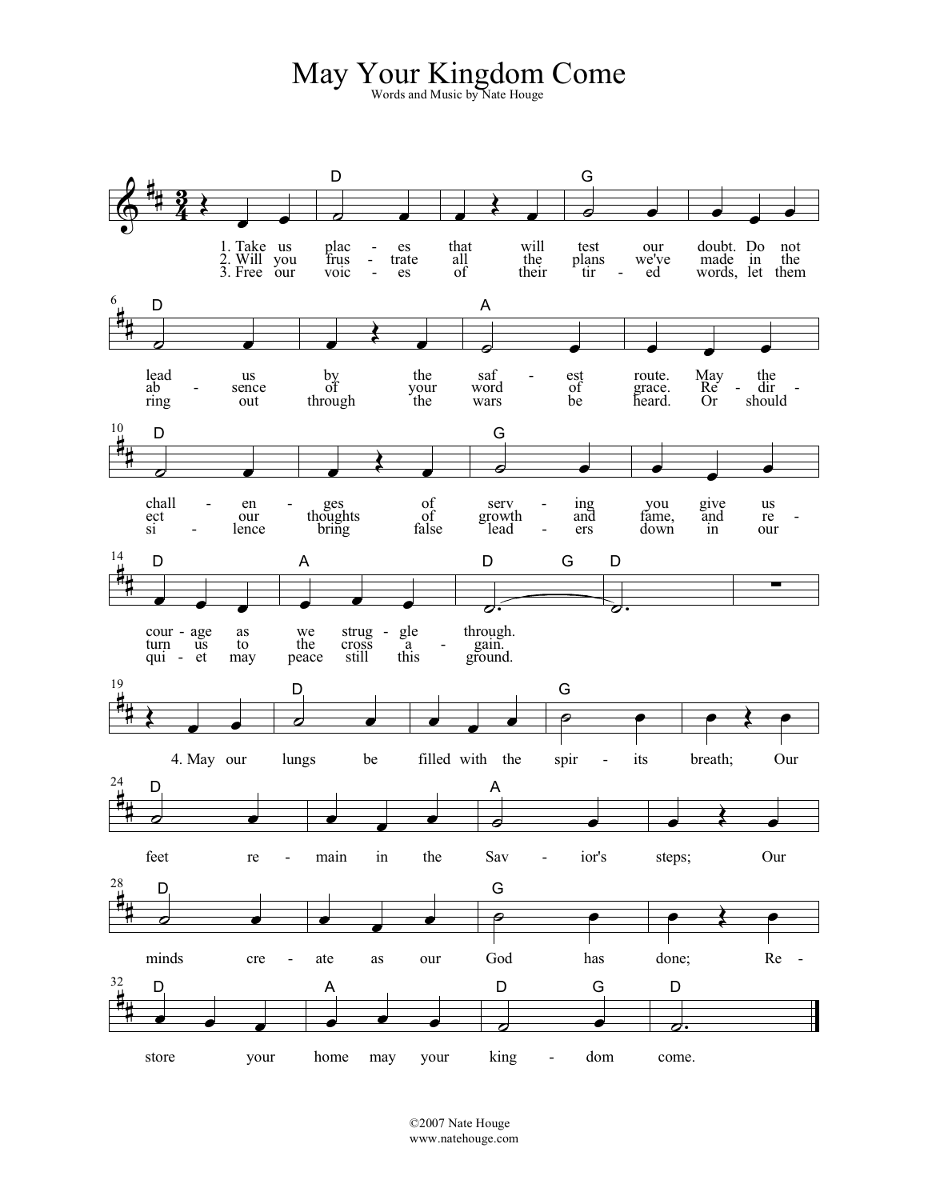# May Your Kingdom Come

Words and Music by Nate Houge

1. Take us places that will test our doubt. Do not lead us by the safest route. May the challenges of serving you give us courage as we struggle through.

2. Will you frustrate all the plans we've made in the absence of your word of grace. Redirect our thoughts of growth and fame, and return us to the cross again.

3. Free our voices of their tired words, let them ring out through the wars be heard. Or should silence bring false leaders down in our quiet may peace still this ground.

4. May our lungs be filled with the spirits breath; Our feet remain in the Savior's steps; Our minds create as our God has done; Restore your home may your kingdom come.

©2007 Nate Houge
www.natehouge.com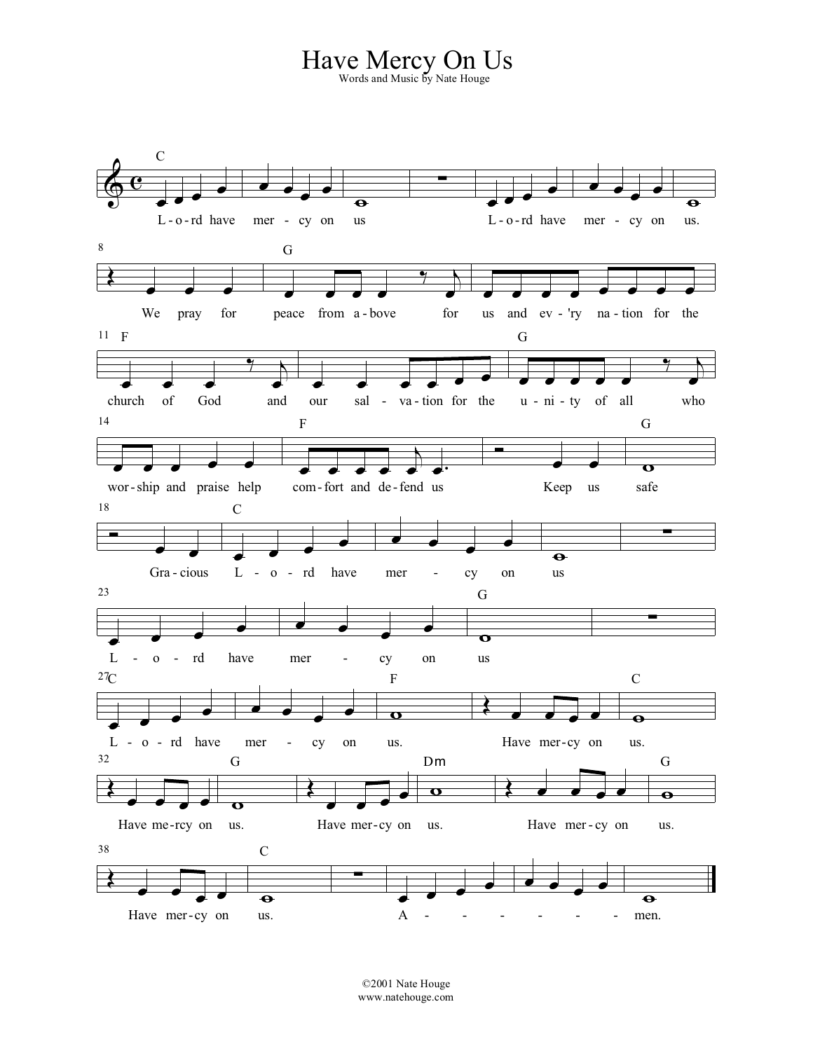# Have Mercy On Us

Words and Music by Nate Houge

©2001 Nate Houge
www.natehouge.com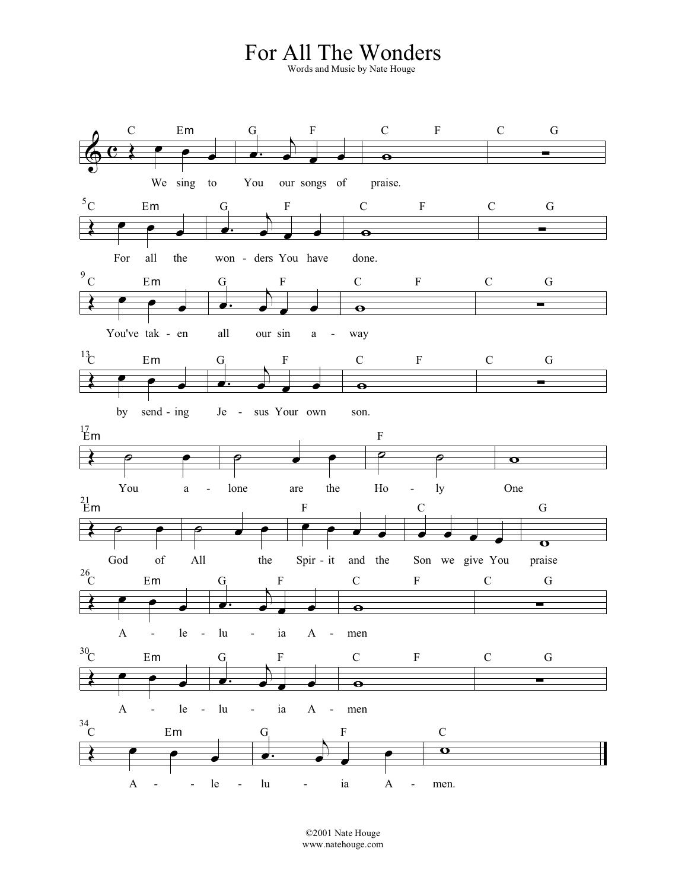# For All The Wonders

Words and Music by Nate Houge

We sing to You our songs of praise.

For all the wonders You have done.

You've taken all our sin away

by sending Jesus Your own son.

You alone are the Holy One

God of All the Spirit and the Son we give You praise

Alleluia Amen

Alleluia Amen

Alleluia Amen.

©2001 Nate Houge
www.natehouge.com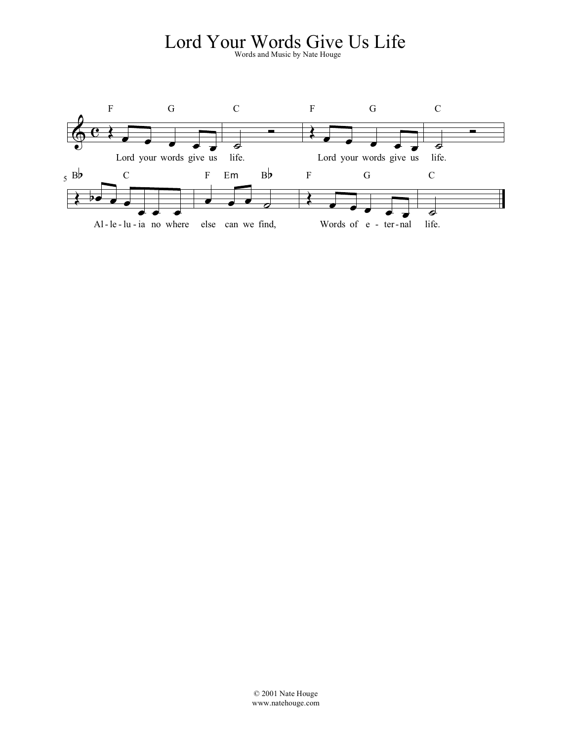# Lord Your Words Give Us Life

Words and Music by Nate Houge

© 2001 Nate Houge
www.natehouge.com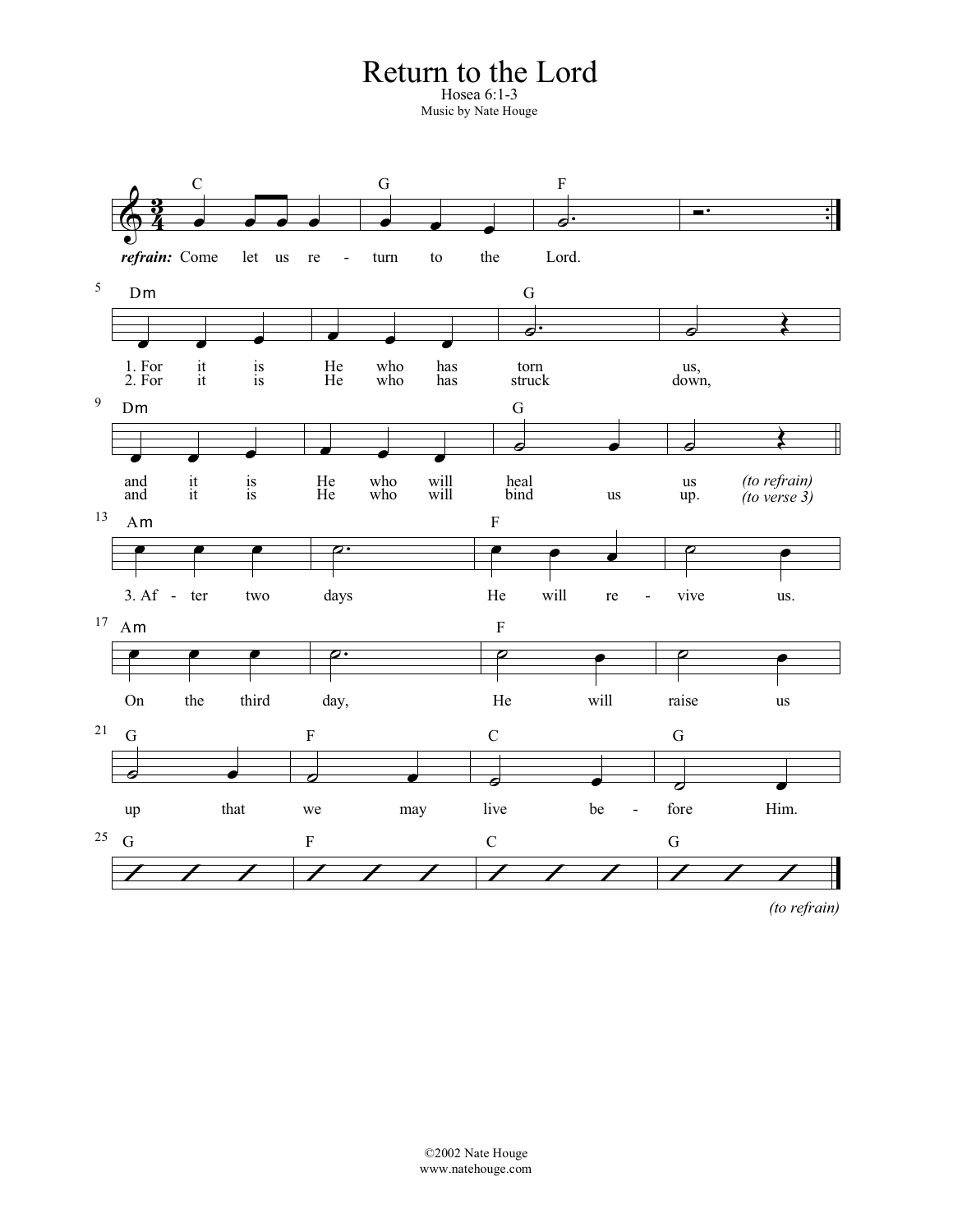# Return to the Lord

Hosea 6:1-3

Music by Nate Houge

C G F

***refrain:*** Come let us re - turn to the Lord.

Dm G

1. For it is He who has torn us,
2. For it is He who has struck down,

Dm G

and it is He who will heal us *(to refrain)*
and it is He who will bind us up. *(to verse 3)*

Am F

3. Af - ter two days He will re - vive us.

Am F

On the third day, He will raise us

G F C G

up that we may live be - fore Him.

G F C G

*(to refrain)*

©2002 Nate Houge
www.natehouge.com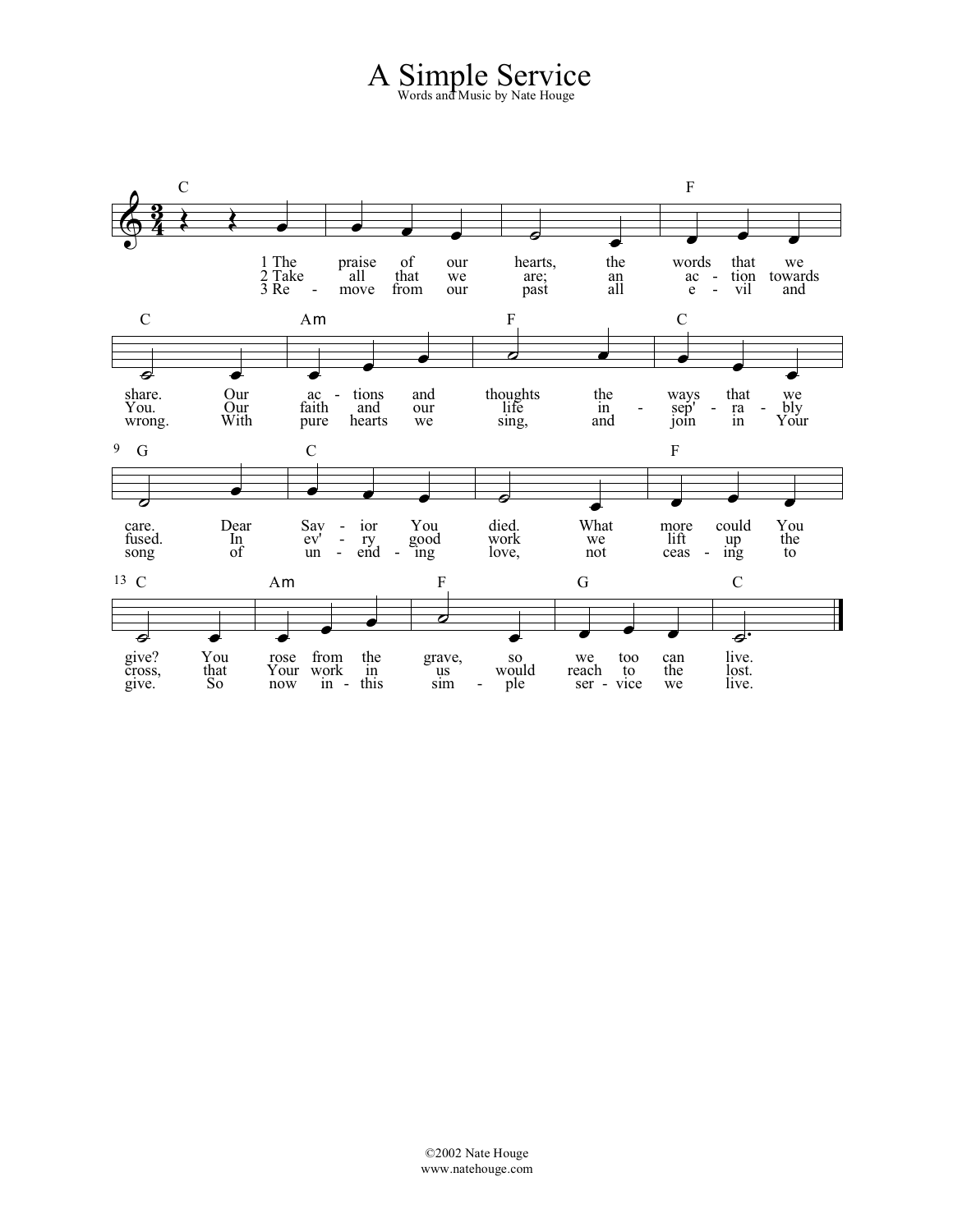# A Simple Service

Words and Music by Nate Houge

1 The praise of our hearts, the words that we share. Our actions and thoughts the ways that we care. Dear Savior You died. What more could You give? You rose from the grave, so we too can live.

2 Take all that we are; an action towards You. Our faith and our life inseparably fused. In every good work we lift up the cross, that Your work in us would reach to the lost.

3 Remove from our past all evil and wrong. With pure hearts we sing, and join in Your song of unending love, not ceasing to give. So now in this simple service we live.

©2002 Nate Houge
www.natehouge.com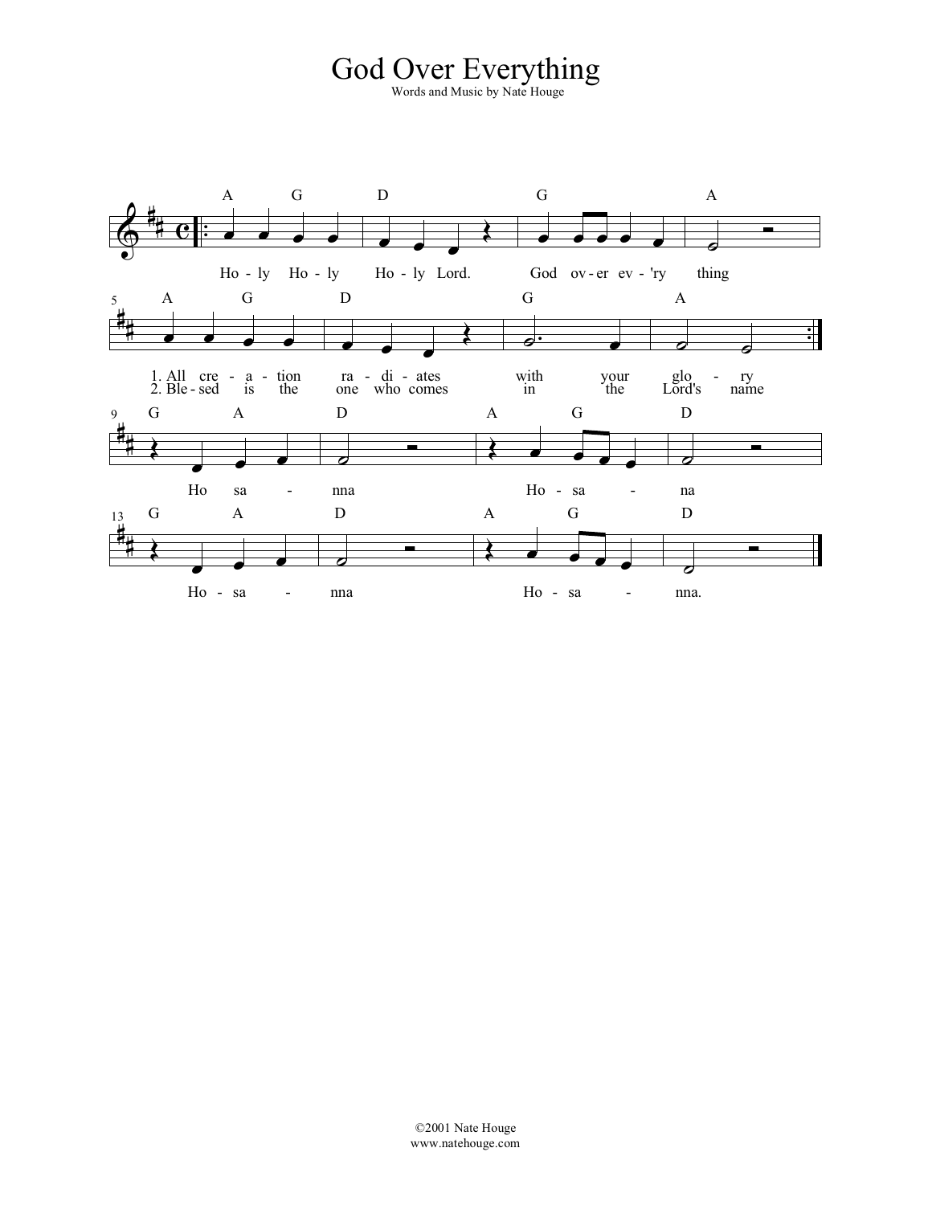# God Over Everything

Words and Music by Nate Houge

Ho - ly Ho - ly Ho - ly Lord. God ov - er ev - 'ry thing

1. All cre - a - tion ra - di - ates with your glo - ry
2. Ble - sed is the one who comes in the Lord's name

Ho sa - nna Ho - sa - na

Ho - sa - nna Ho - sa - nna.

©2001 Nate Houge
www.natehouge.com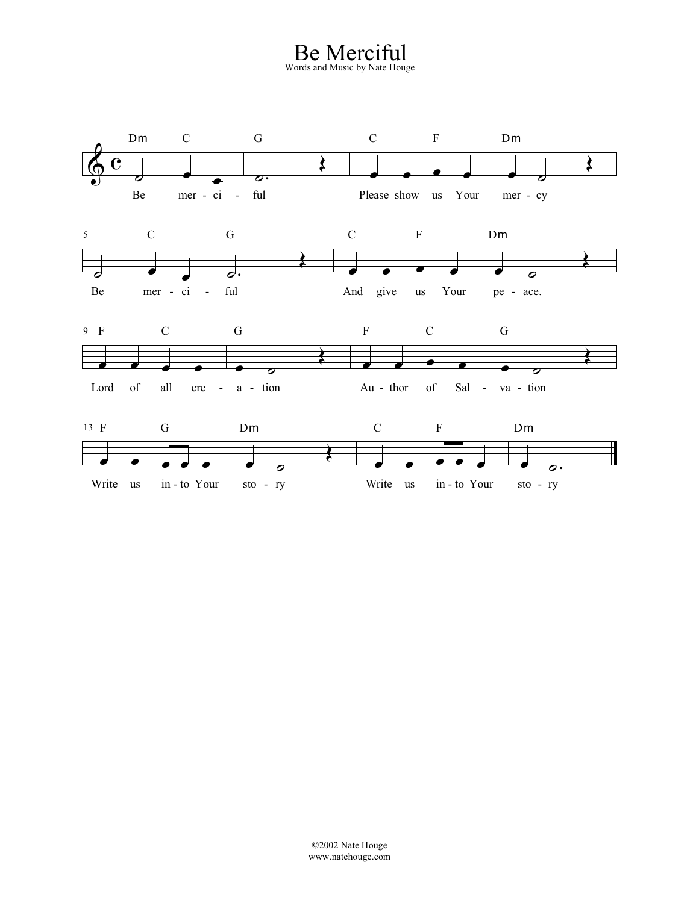# Be Merciful

Words and Music by Nate Houge

©2002 Nate Houge
www.natehouge.com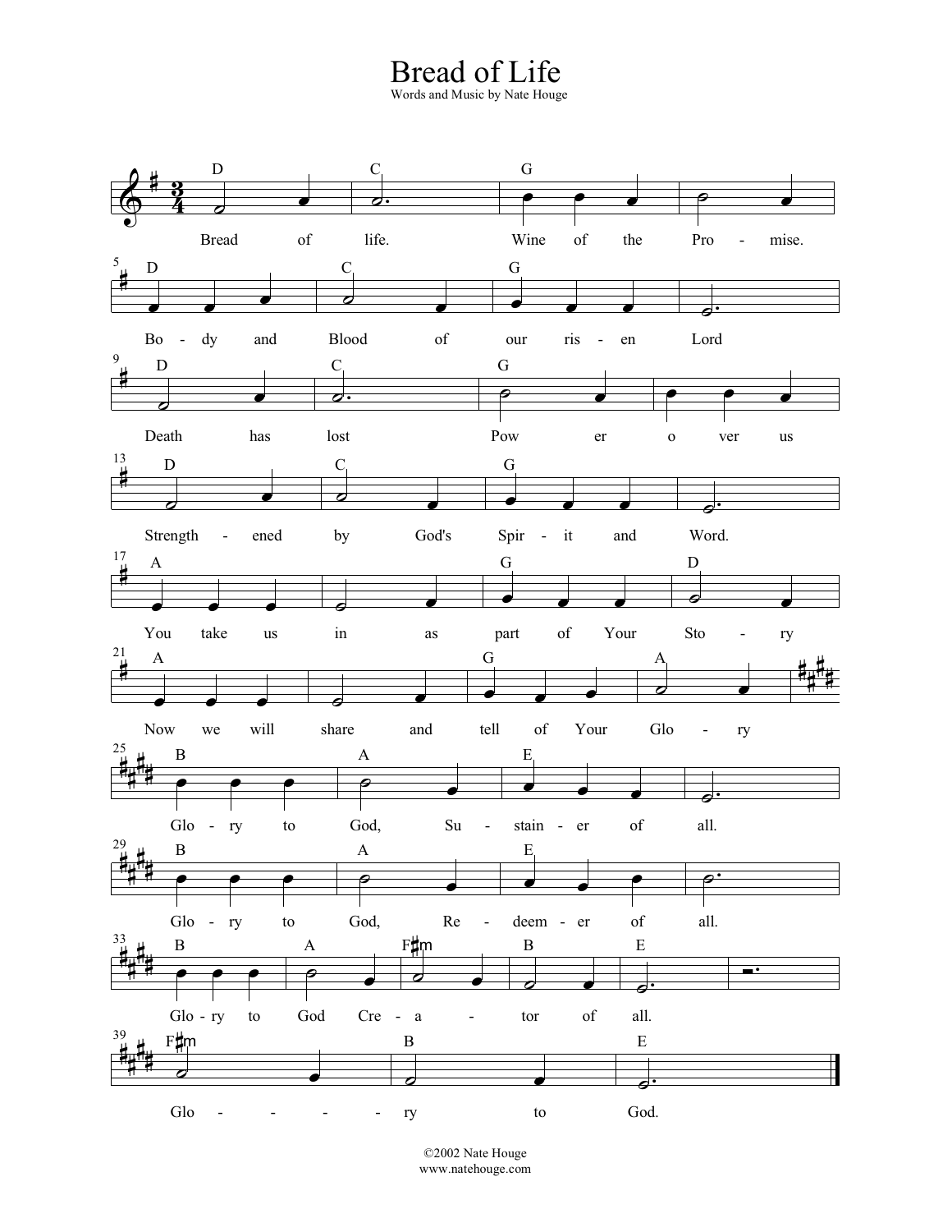# Bread of Life

Words and Music by Nate Houge

D C G
Bread of life. Wine of the Pro - mise.

D C G
Bo - dy and Blood of our ris - en Lord

D C G
Death has lost Pow er o ver us

D C G
Strength - ened by God's Spir - it and Word.

A G D
You take us in as part of Your Sto - ry

A G A
Now we will share and tell of Your Glo - ry

B A E
Glo - ry to God, Su - stain - er of all.

B A E
Glo - ry to God, Re - deem - er of all.

B A F♯m B E
Glo - ry to God Cre - a - tor of all.

F♯m B E
Glo - - - - - ry to God.

©2002 Nate Houge
www.natehouge.com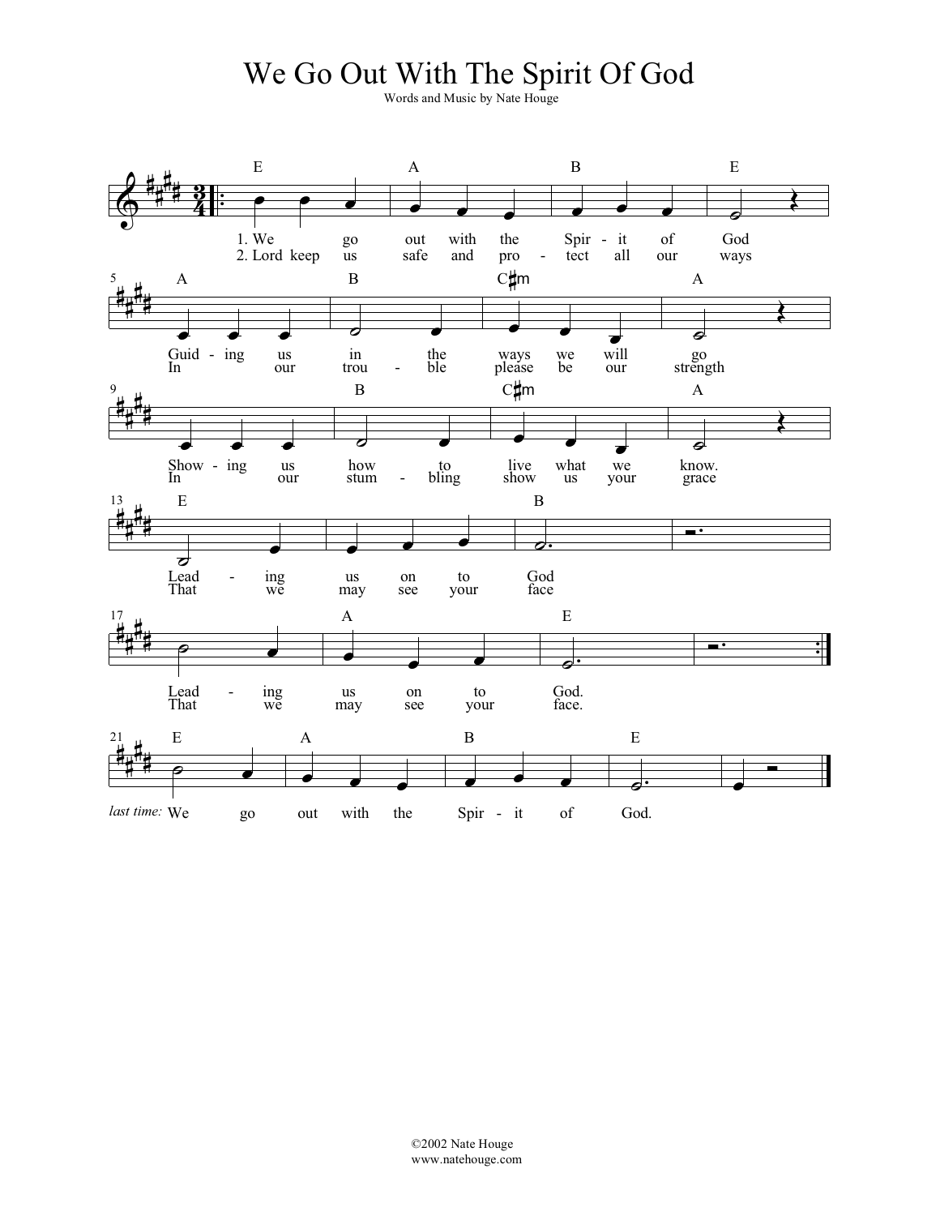# We Go Out With The Spirit Of God

Words and Music by Nate Houge

©2002 Nate Houge
www.natehouge.com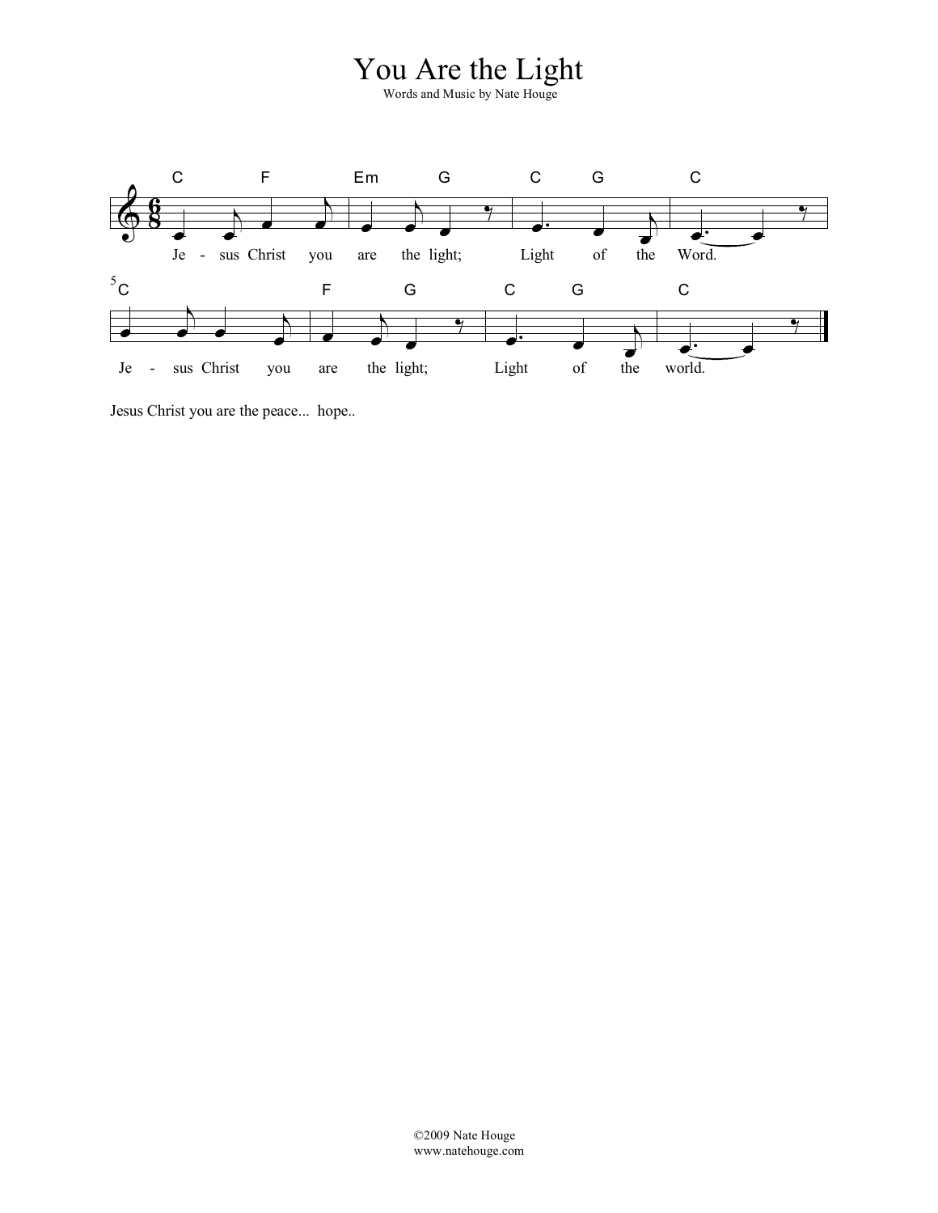# You Are the Light

Words and Music by Nate Houge

C F Em G C G C

Je - sus Christ you are the light; Light of the Word.

C F G C G C

Je - sus Christ you are the light; Light of the world.

Jesus Christ you are the peace... hope..

©2009 Nate Houge
www.natehouge.com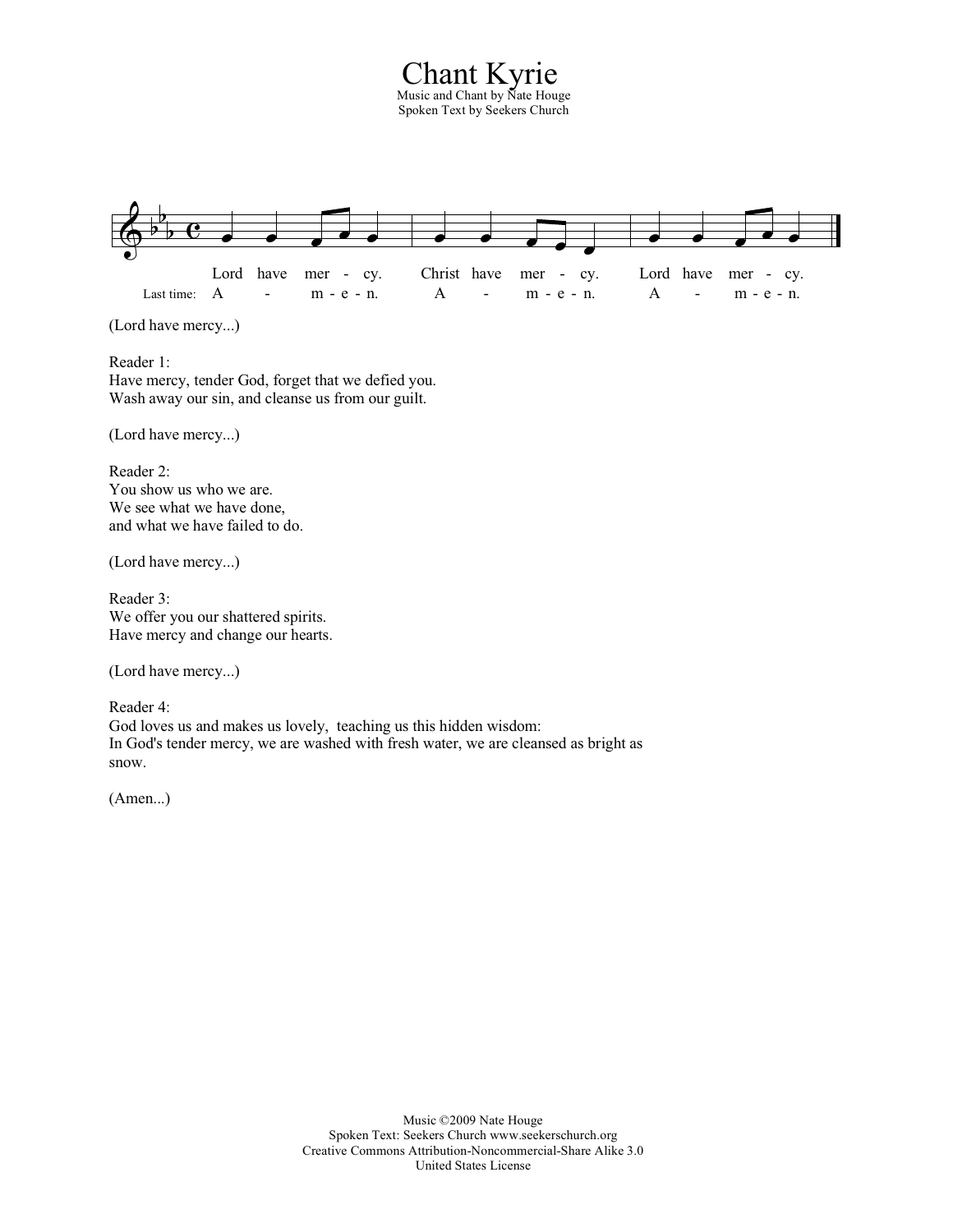# Chant Kyrie

Music and Chant by Nate Houge
Spoken Text by Seekers Church

Lord have mer - cy. Christ have mer - cy. Lord have mer - cy.
Last time: A - m - e - n. A - m - e - n. A - m - e - n.

(Lord have mercy...)

Reader 1:
Have mercy, tender God, forget that we defied you.
Wash away our sin, and cleanse us from our guilt.

(Lord have mercy...)

Reader 2:
You show us who we are.
We see what we have done,
and what we have failed to do.

(Lord have mercy...)

Reader 3:
We offer you our shattered spirits.
Have mercy and change our hearts.

(Lord have mercy...)

Reader 4:
God loves us and makes us lovely, teaching us this hidden wisdom:
In God's tender mercy, we are washed with fresh water, we are cleansed as bright as snow.

(Amen...)

Music ©2009 Nate Houge
Spoken Text: Seekers Church www.seekerschurch.org
Creative Commons Attribution-Noncommercial-Share Alike 3.0
United States License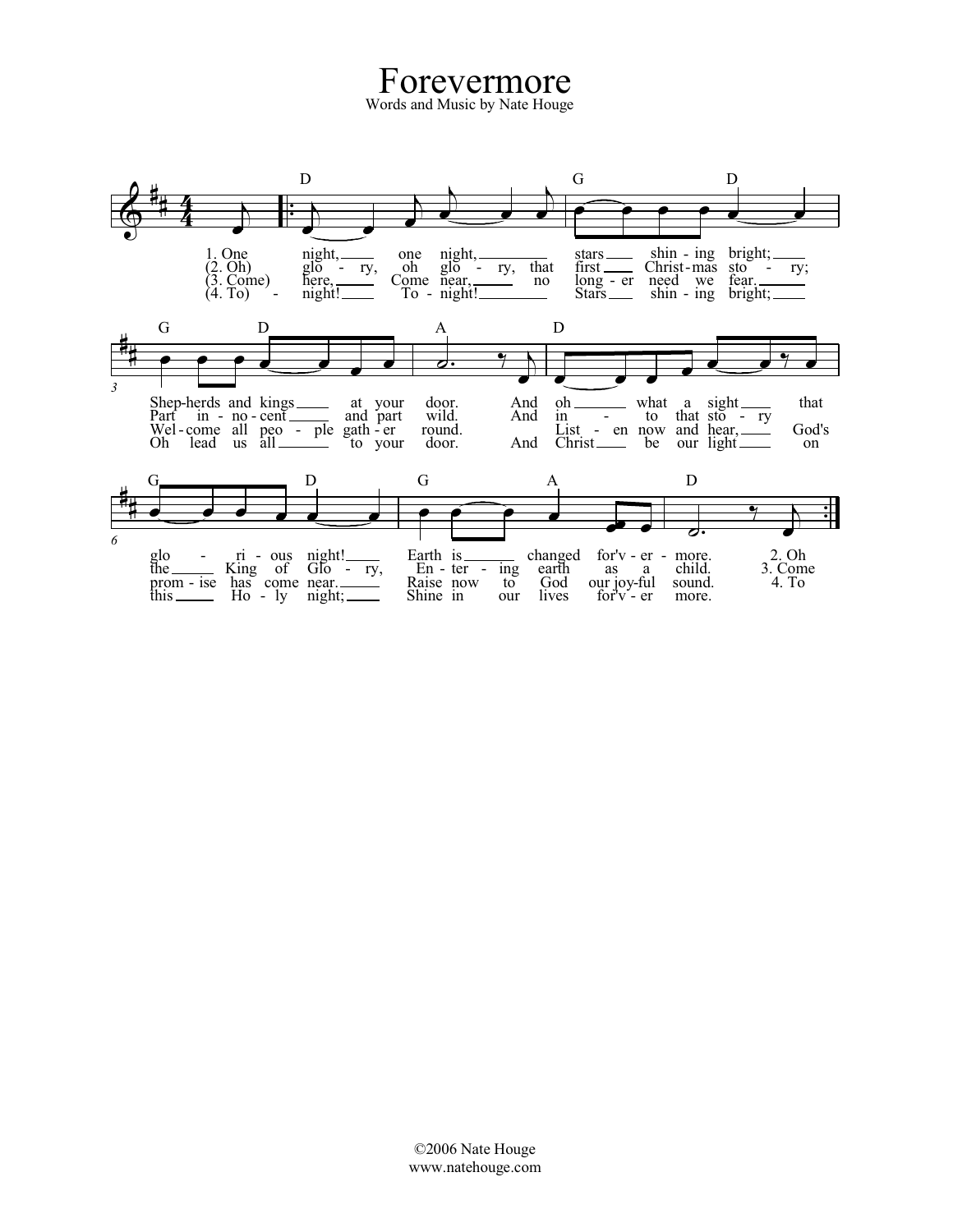# Forevermore

Words and Music by Nate Houge

©2006 Nate Houge
www.natehouge.com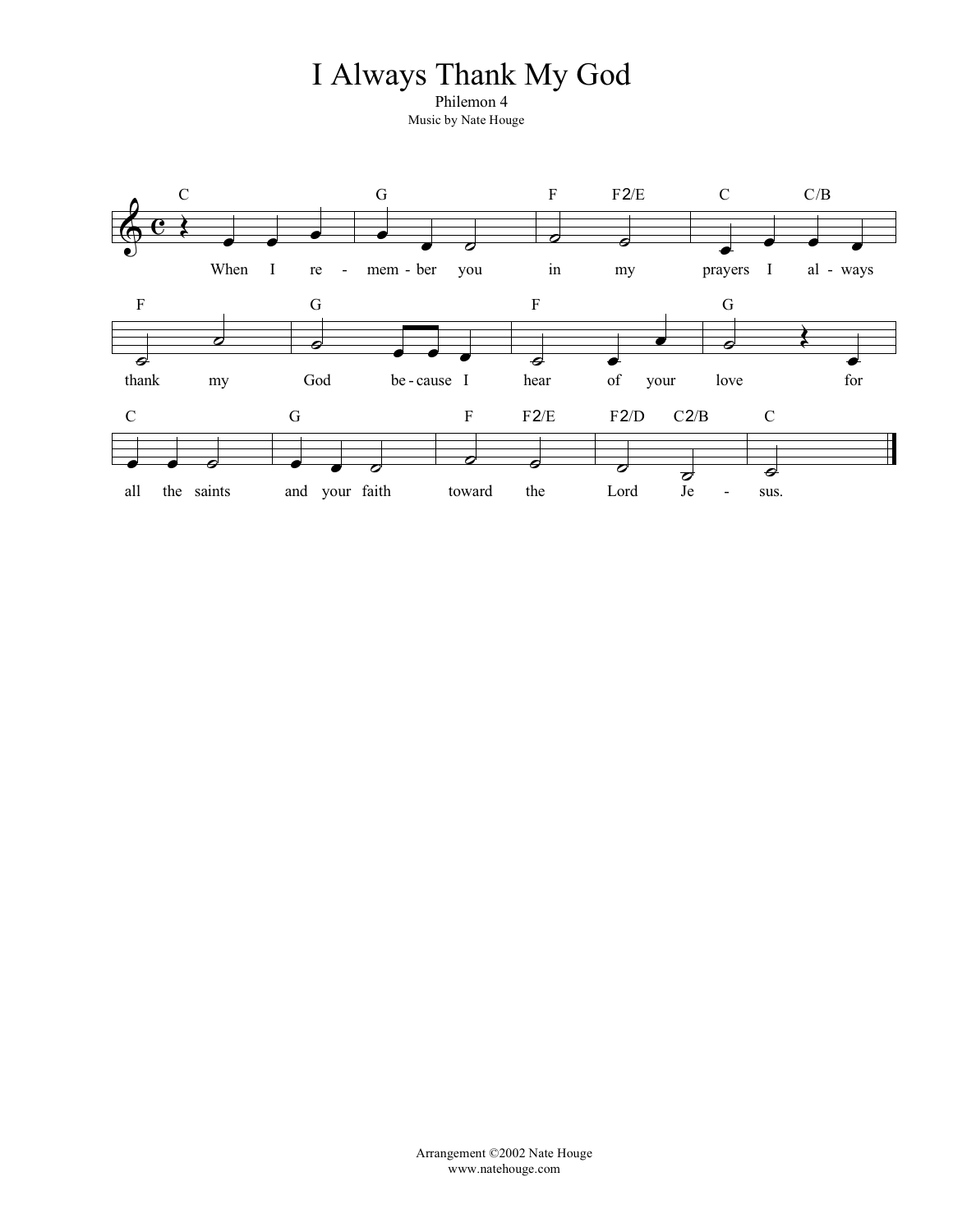# I Always Thank My God

Philemon 4

Music by Nate Houge

Arrangement ©2002 Nate Houge
www.natehouge.com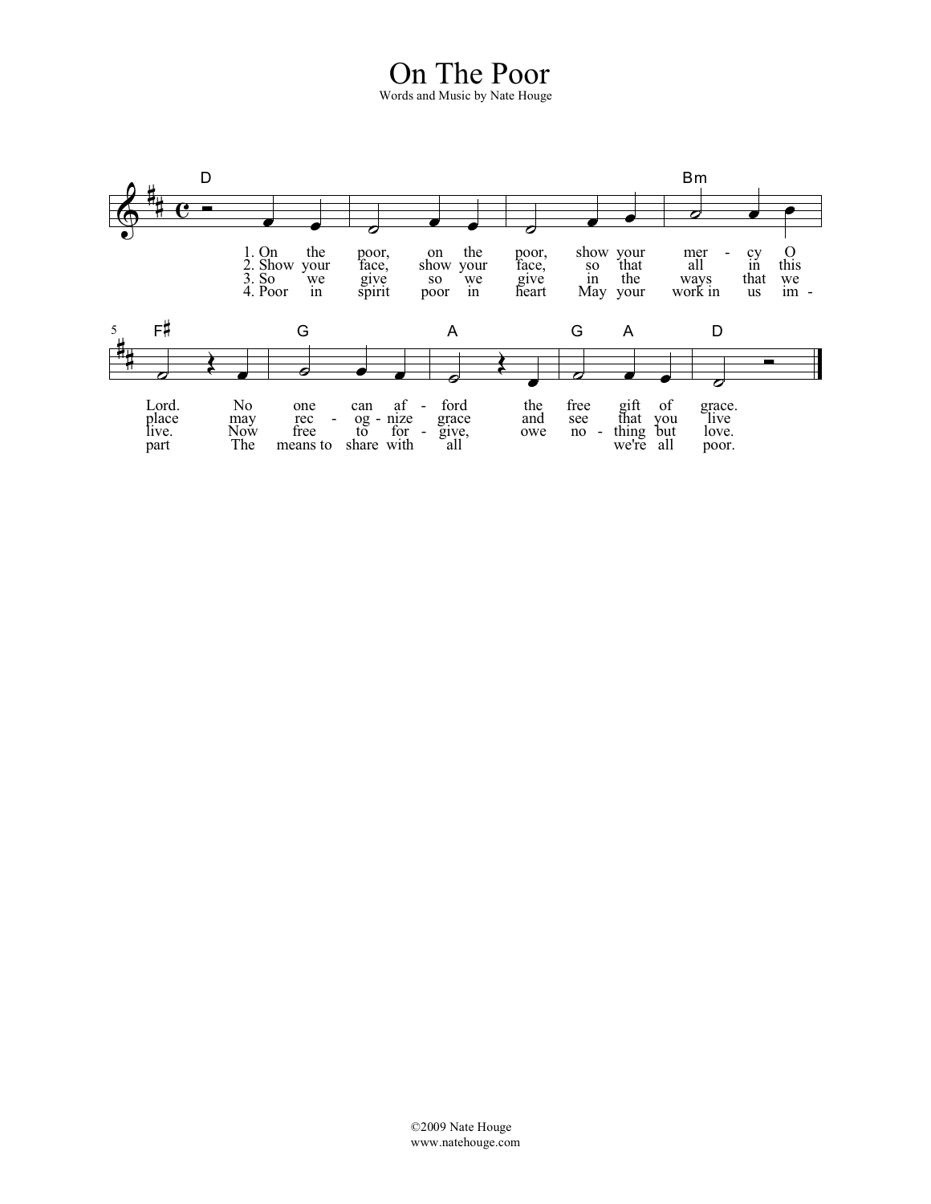# On The Poor

Words and Music by Nate Houge

1. On the poor, on the poor, show your mercy O Lord. No one can afford the free gift of grace.
2. Show your face, show your face, so that all in this place may recognize grace and see that you live
3. So we give so we give in the ways that we live. Now free to forgive, owe nothing but love.
4. Poor in spirit poor in heart May your work in us impart The means to share with all we're all poor.

©2009 Nate Houge
www.natehouge.com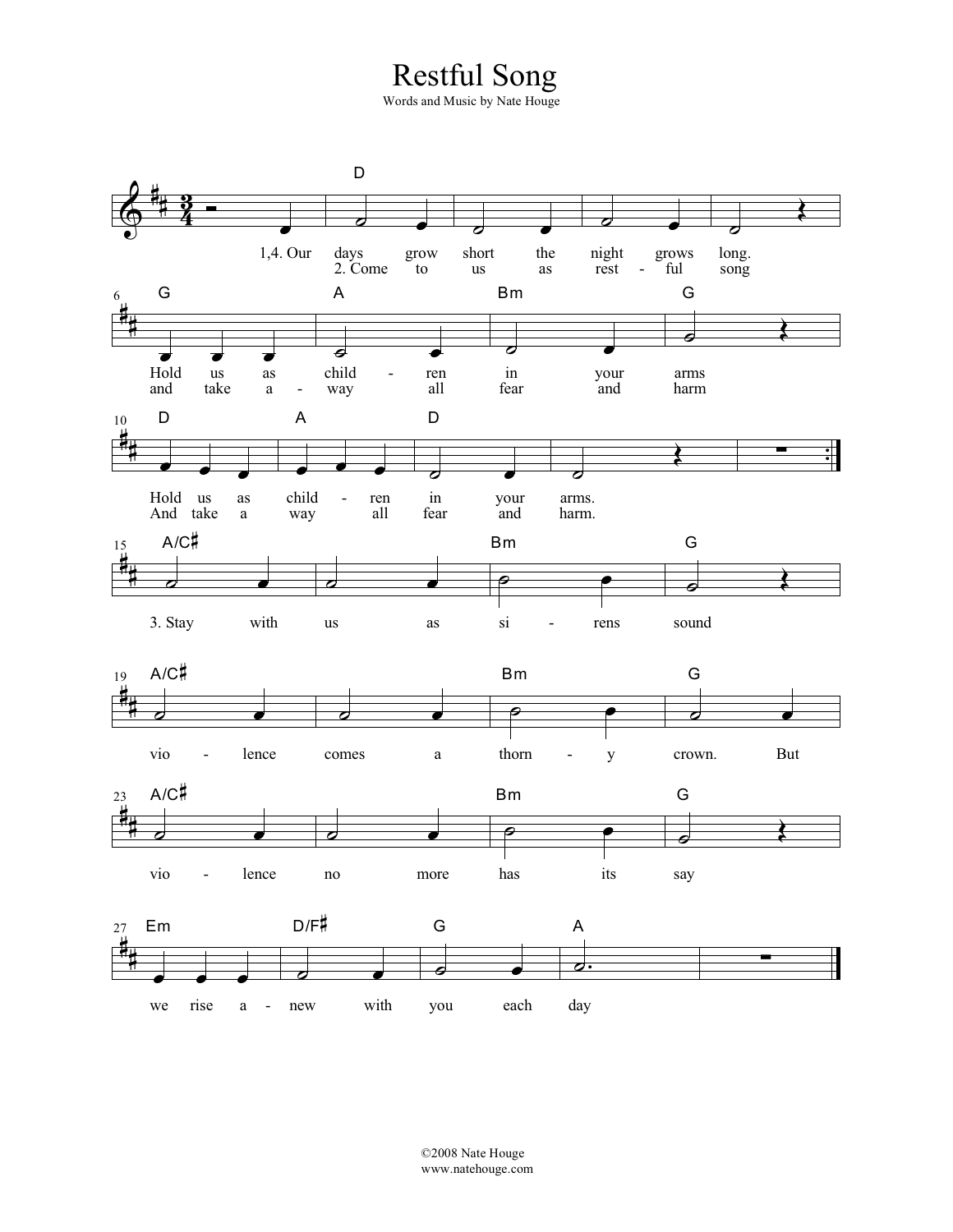# Restful Song

Words and Music by Nate Houge

1,4. Our days grow short the night grows long.
Hold us as child - ren in your arms
Hold us as child - ren in your arms.

2. Come to us as rest - ful song
and take a - way all fear and harm
And take a way all fear and harm.

3. Stay with us as si - rens sound
vio - lence comes a thorn - y crown. But
vio - lence no more has its say
we rise a - new with you each day

©2008 Nate Houge
www.natehouge.com